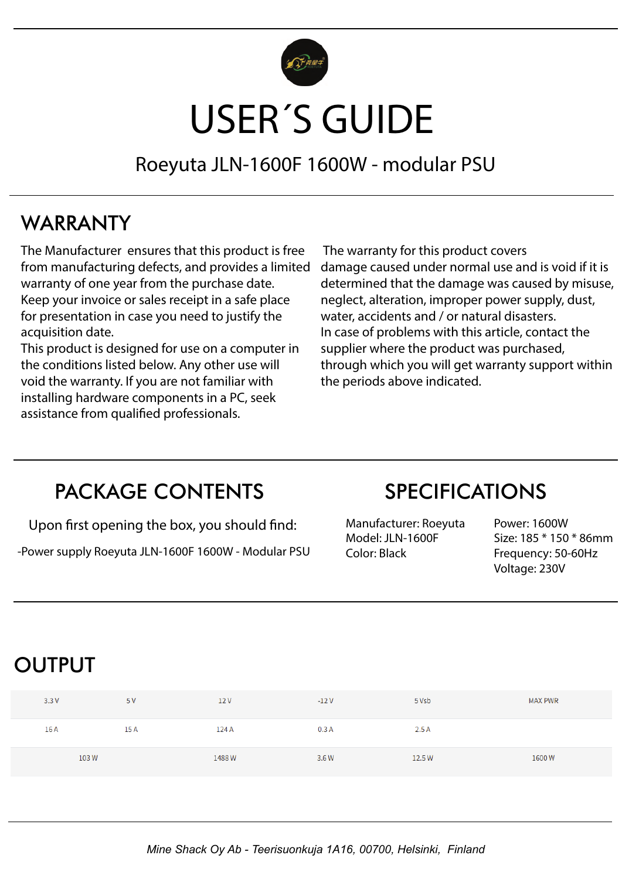# USER´S GUIDE

Roeyuta JLN-1600F 1600W - modular PSU

## WARRANTY

The Manufacturer ensures that this product is free from manufacturing defects, and provides a limited warranty of one year from the purchase date. Keep your invoice or sales receipt in a safe place for presentation in case you need to justify the acquisition date.

This product is designed for use on a computer in the conditions listed below. Any other use will void the warranty. If you are not familiar with installing hardware components in a PC, seek assistance from qualified professionals.

The warranty for this product covers damage caused under normal use and is void if it is determined that the damage was caused by misuse, neglect, alteration, improper power supply, dust, water, accidents and / or natural disasters.

In case of problems with this article, contact the supplier where the product was purchased, through which you will get warranty support within the periods above indicated.

## PACKAGE CONTENTS

Upon first opening the box, you should find:

-Power supply Roeyuta JLN-1600F 1600W - Modular PSU

## SPECIFICATIONS

Manufacturer: Roeyuta
Model: JLN-1600F
Color: Black

Power: 1600W
Size: 185 * 150 * 86mm
Frequency: 50-60Hz
Voltage: 230V

## OUTPUT

| 3.3 V | 5 V | 12 V | -12 V | 5 Vsb | MAX PWR |
|---|---|---|---|---|---|
| 16 A | 15 A | 124 A | 0.3 A | 2.5 A | |
| 103 W | | 1488 W | 3.6 W | 12.5 W | 1600 W |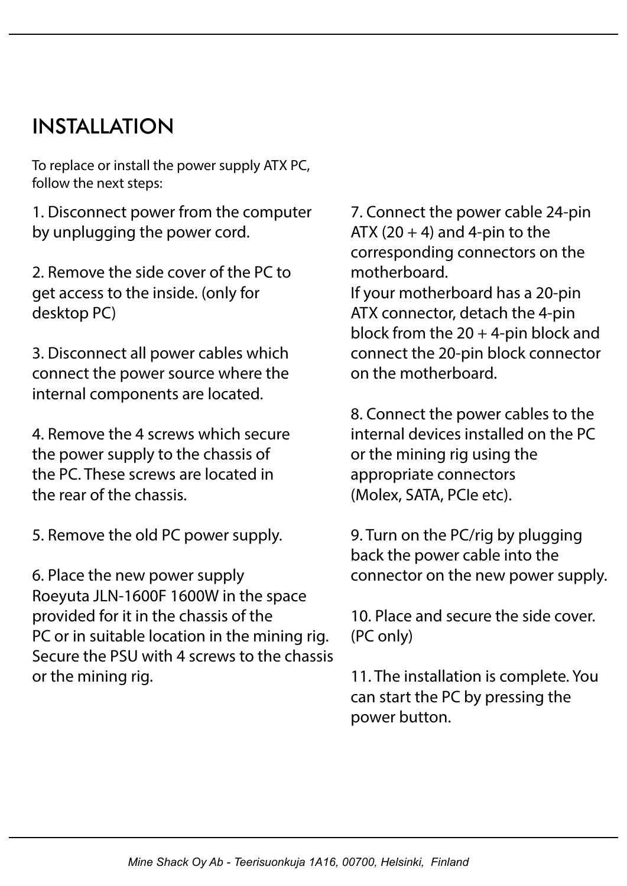# INSTALLATION

To replace or install the power supply ATX PC, follow the next steps:

1. Disconnect power from the computer by unplugging the power cord.

2. Remove the side cover of the PC to get access to the inside. (only for desktop PC)

3. Disconnect all power cables which connect the power source where the internal components are located.

4. Remove the 4 screws which secure the power supply to the chassis of the PC. These screws are located in the rear of the chassis.

5. Remove the old PC power supply.

6. Place the new power supply Roeyuta JLN-1600F 1600W in the space provided for it in the chassis of the PC or in suitable location in the mining rig. Secure the PSU with 4 screws to the chassis or the mining rig.

7. Connect the power cable 24-pin ATX (20 + 4) and 4-pin to the corresponding connectors on the motherboard.
If your motherboard has a 20-pin ATX connector, detach the 4-pin block from the 20 + 4-pin block and connect the 20-pin block connector on the motherboard.

8. Connect the power cables to the internal devices installed on the PC or the mining rig using the appropriate connectors (Molex, SATA, PCIe etc).

9. Turn on the PC/rig by plugging back the power cable into the connector on the new power supply.

10. Place and secure the side cover. (PC only)

11. The installation is complete. You can start the PC by pressing the power button.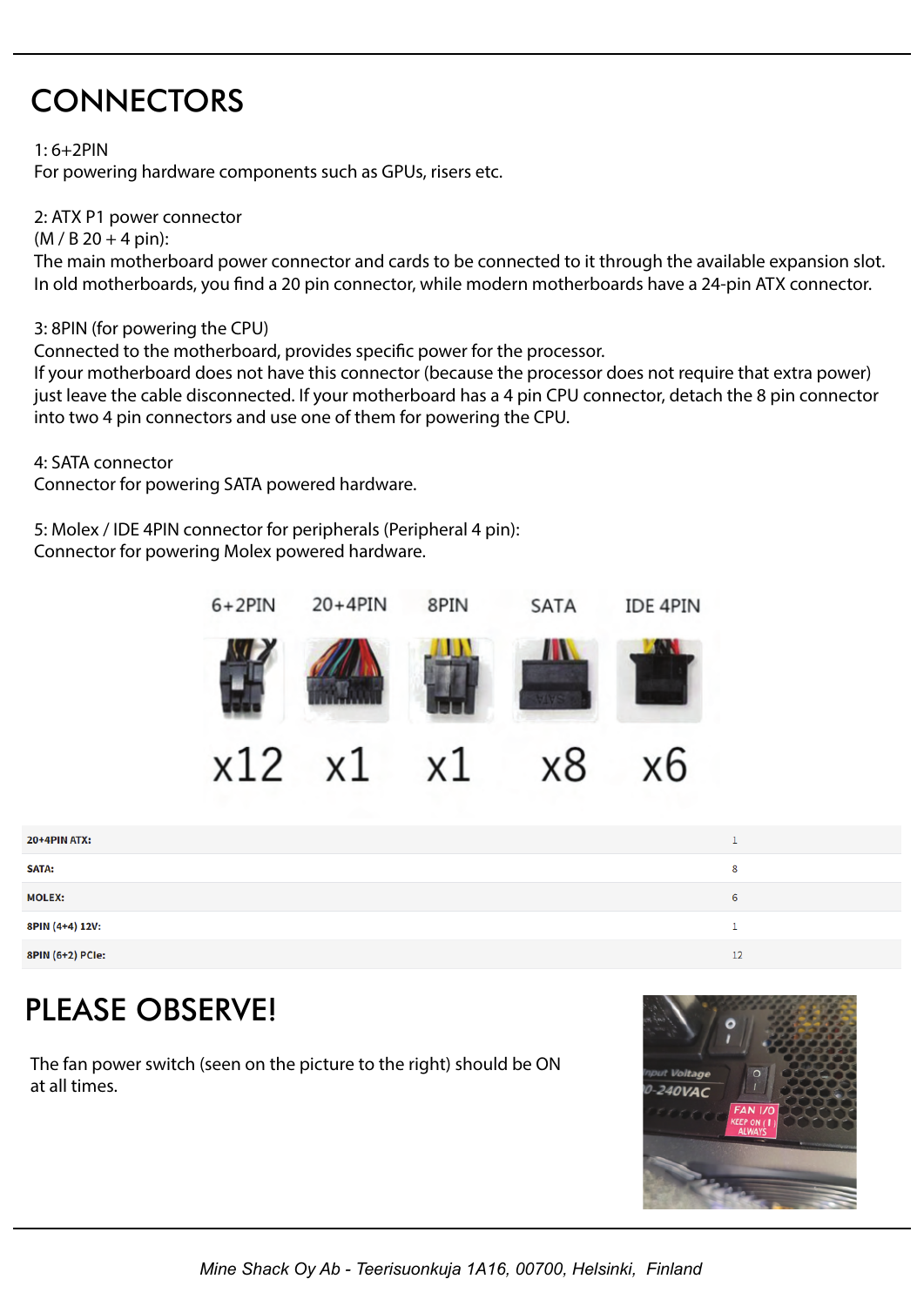# CONNECTORS

1: 6+2PIN
For powering hardware components such as GPUs, risers etc.

2: ATX P1 power connector
(M / B 20 + 4 pin):
The main motherboard power connector and cards to be connected to it through the available expansion slot. In old motherboards, you find a 20 pin connector, while modern motherboards have a 24-pin ATX connector.

3: 8PIN (for powering the CPU)
Connected to the motherboard, provides specific power for the processor.
If your motherboard does not have this connector (because the processor does not require that extra power) just leave the cable disconnected. If your motherboard has a 4 pin CPU connector, detach the 8 pin connector into two 4 pin connectors and use one of them for powering the CPU.

4: SATA connector
Connector for powering SATA powered hardware.

5: Molex / IDE 4PIN connector for peripherals (Peripheral 4 pin):
Connector for powering Molex powered hardware.

| 6+2PIN | 20+4PIN | 8PIN | SATA | IDE 4PIN |
|---|---|---|---|---|
| x12 | x1 | x1 | x8 | x6 |

| | |
|---|---|
| **20+4PIN ATX:** | 1 |
| **SATA:** | 8 |
| **MOLEX:** | 6 |
| **8PIN (4+4) 12V:** | 1 |
| **8PIN (6+2) PCIe:** | 12 |

# PLEASE OBSERVE!

The fan power switch (seen on the picture to the right) should be ON at all times.

*Mine Shack Oy Ab - Teerisuonkuja 1A16, 00700, Helsinki, Finland*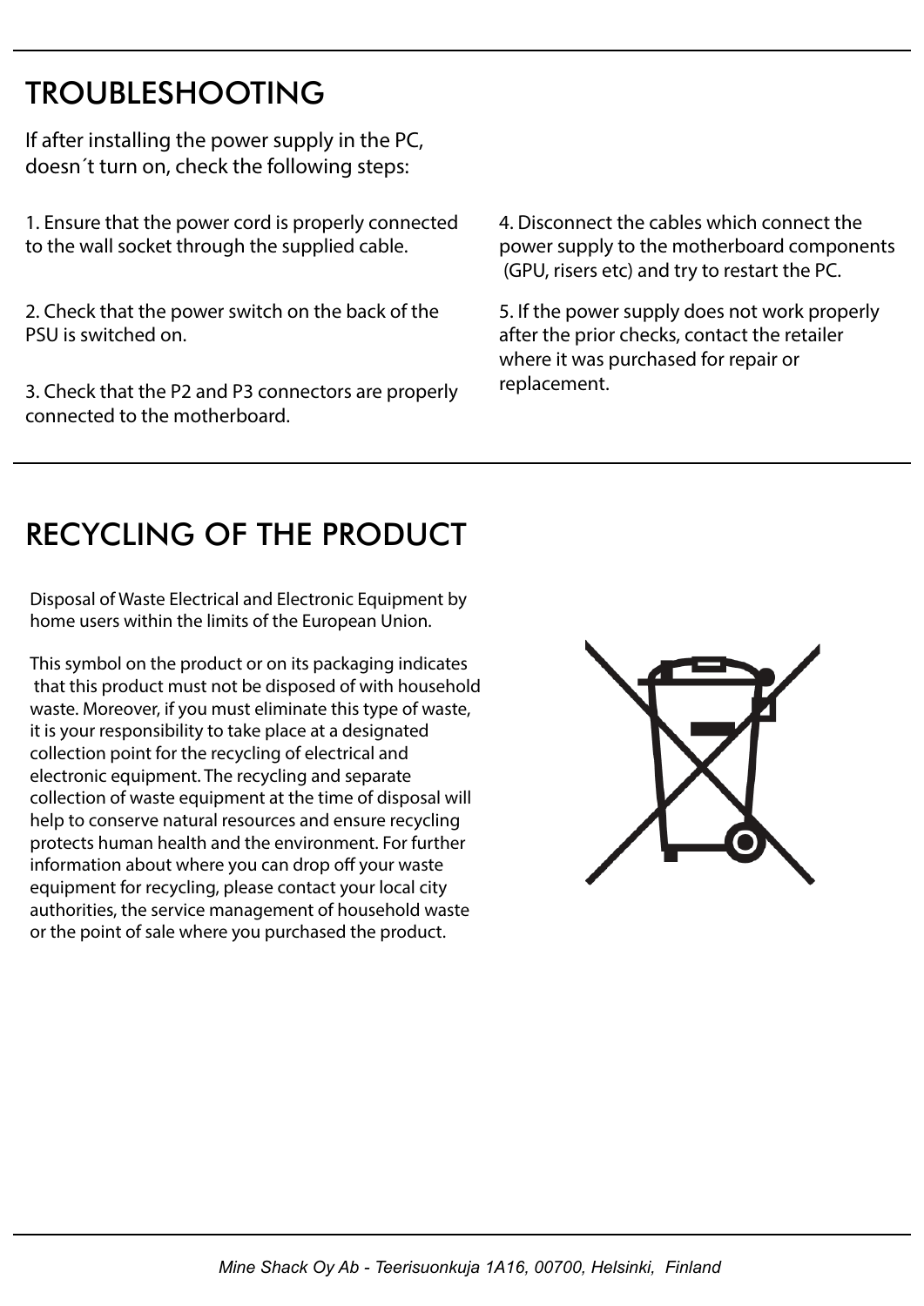# TROUBLESHOOTING

If after installing the power supply in the PC, doesn´t turn on, check the following steps:

1. Ensure that the power cord is properly connected to the wall socket through the supplied cable.
2. Check that the power switch on the back of the PSU is switched on.
3. Check that the P2 and P3 connectors are properly connected to the motherboard.
4. Disconnect the cables which connect the power supply to the motherboard components (GPU, risers etc) and try to restart the PC.
5. If the power supply does not work properly after the prior checks, contact the retailer where it was purchased for repair or replacement.

# RECYCLING OF THE PRODUCT

Disposal of Waste Electrical and Electronic Equipment by home users within the limits of the European Union.

This symbol on the product or on its packaging indicates that this product must not be disposed of with household waste. Moreover, if you must eliminate this type of waste, it is your responsibility to take place at a designated collection point for the recycling of electrical and electronic equipment. The recycling and separate collection of waste equipment at the time of disposal will help to conserve natural resources and ensure recycling protects human health and the environment. For further information about where you can drop off your waste equipment for recycling, please contact your local city authorities, the service management of household waste or the point of sale where you purchased the product.

*Mine Shack Oy Ab - Teerisuonkuja 1A16, 00700, Helsinki, Finland*